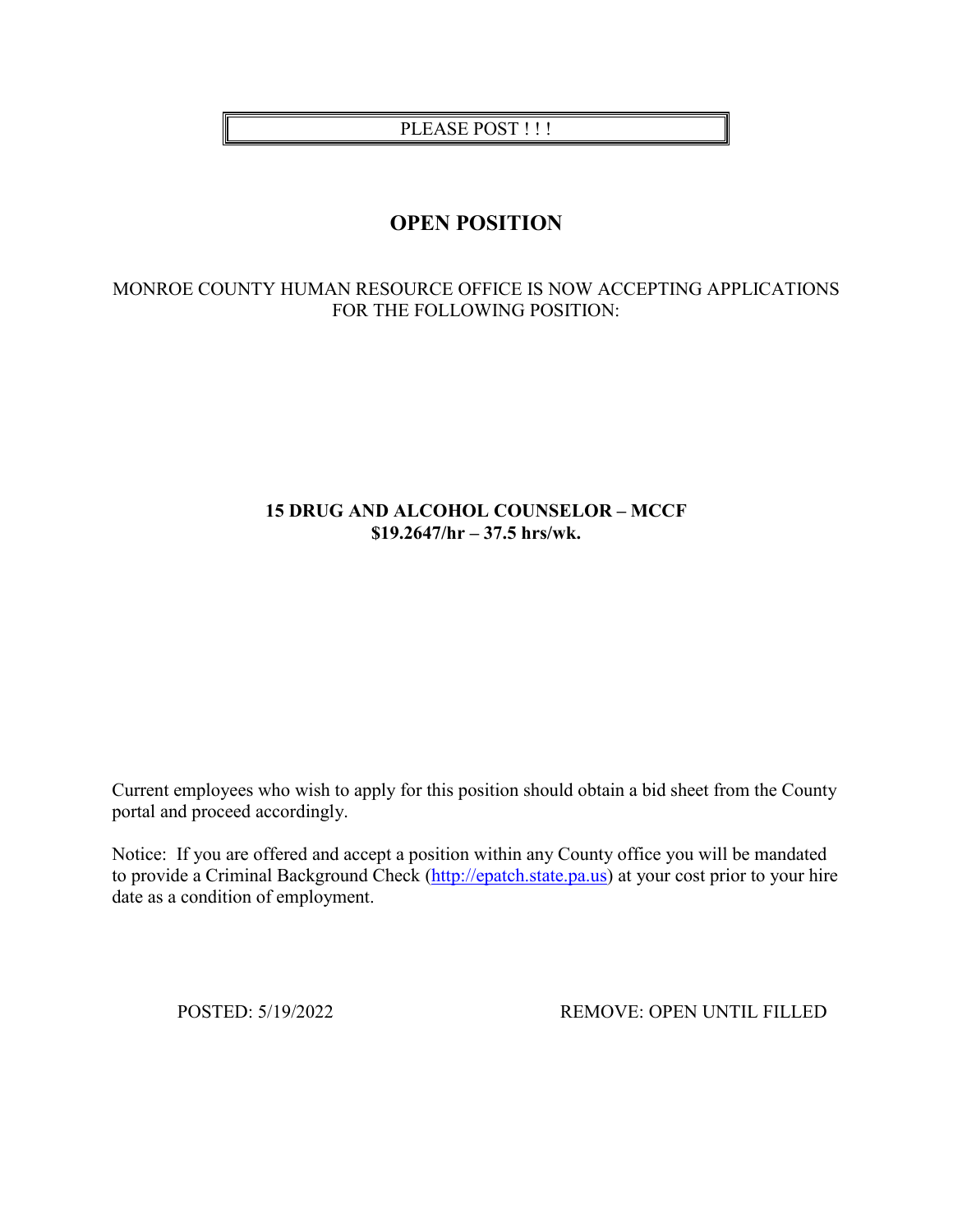PLEASE POST ! ! !

# OPEN POSITION

MONROE COUNTY HUMAN RESOURCE OFFICE IS NOW ACCEPTING APPLICATIONS FOR THE FOLLOWING POSITION:

**15 DRUG AND ALCOHOL COUNSELOR – MCCF**
**$19.2647/hr – 37.5 hrs/wk.**

Current employees who wish to apply for this position should obtain a bid sheet from the County portal and proceed accordingly.

Notice: If you are offered and accept a position within any County office you will be mandated to provide a Criminal Background Check (http://epatch.state.pa.us) at your cost prior to your hire date as a condition of employment.

POSTED: 5/19/2022 REMOVE: OPEN UNTIL FILLED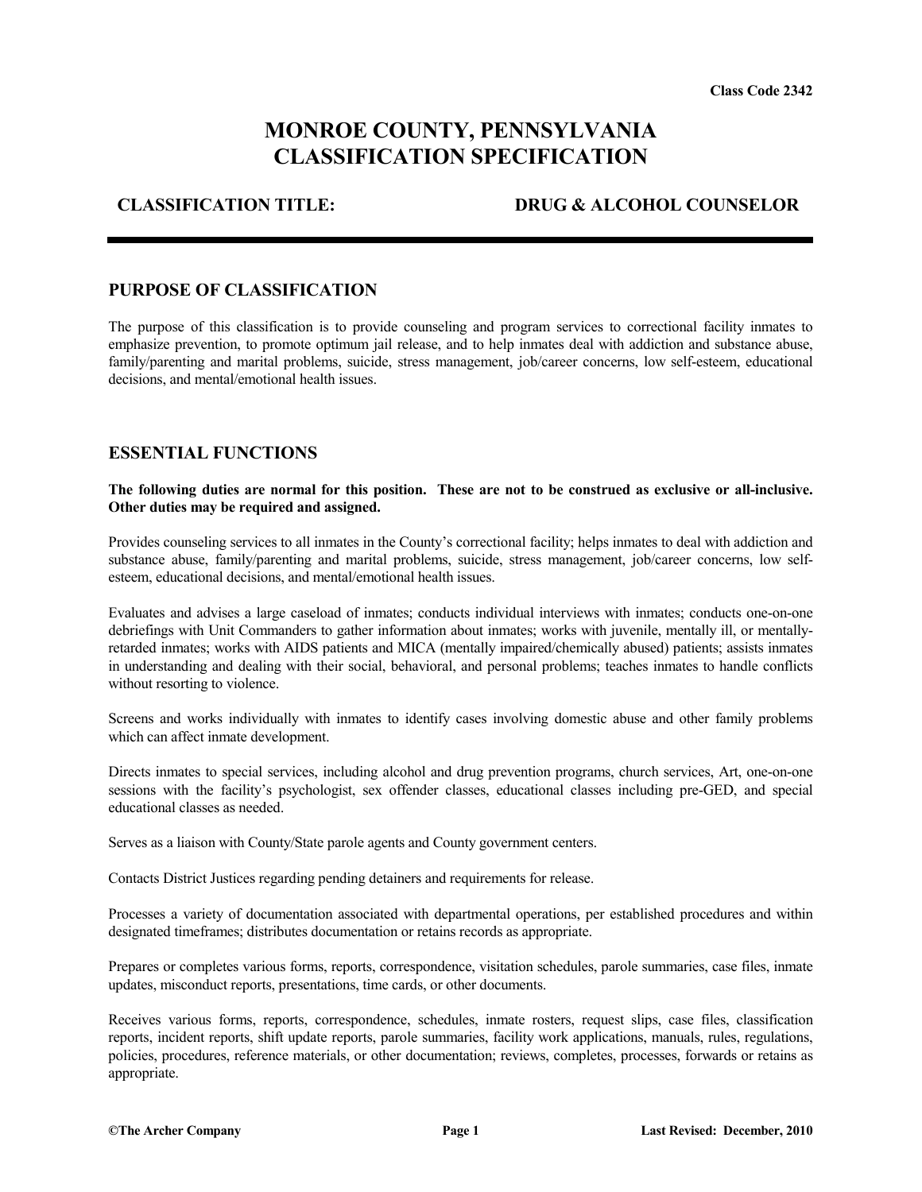Class Code 2342

# MONROE COUNTY, PENNSYLVANIA CLASSIFICATION SPECIFICATION

**CLASSIFICATION TITLE:** **DRUG & ALCOHOL COUNSELOR**

## PURPOSE OF CLASSIFICATION

The purpose of this classification is to provide counseling and program services to correctional facility inmates to emphasize prevention, to promote optimum jail release, and to help inmates deal with addiction and substance abuse, family/parenting and marital problems, suicide, stress management, job/career concerns, low self-esteem, educational decisions, and mental/emotional health issues.

## ESSENTIAL FUNCTIONS

**The following duties are normal for this position. These are not to be construed as exclusive or all-inclusive. Other duties may be required and assigned.**

Provides counseling services to all inmates in the County's correctional facility; helps inmates to deal with addiction and substance abuse, family/parenting and marital problems, suicide, stress management, job/career concerns, low self-esteem, educational decisions, and mental/emotional health issues.

Evaluates and advises a large caseload of inmates; conducts individual interviews with inmates; conducts one-on-one debriefings with Unit Commanders to gather information about inmates; works with juvenile, mentally ill, or mentally-retarded inmates; works with AIDS patients and MICA (mentally impaired/chemically abused) patients; assists inmates in understanding and dealing with their social, behavioral, and personal problems; teaches inmates to handle conflicts without resorting to violence.

Screens and works individually with inmates to identify cases involving domestic abuse and other family problems which can affect inmate development.

Directs inmates to special services, including alcohol and drug prevention programs, church services, Art, one-on-one sessions with the facility's psychologist, sex offender classes, educational classes including pre-GED, and special educational classes as needed.

Serves as a liaison with County/State parole agents and County government centers.

Contacts District Justices regarding pending detainers and requirements for release.

Processes a variety of documentation associated with departmental operations, per established procedures and within designated timeframes; distributes documentation or retains records as appropriate.

Prepares or completes various forms, reports, correspondence, visitation schedules, parole summaries, case files, inmate updates, misconduct reports, presentations, time cards, or other documents.

Receives various forms, reports, correspondence, schedules, inmate rosters, request slips, case files, classification reports, incident reports, shift update reports, parole summaries, facility work applications, manuals, rules, regulations, policies, procedures, reference materials, or other documentation; reviews, completes, processes, forwards or retains as appropriate.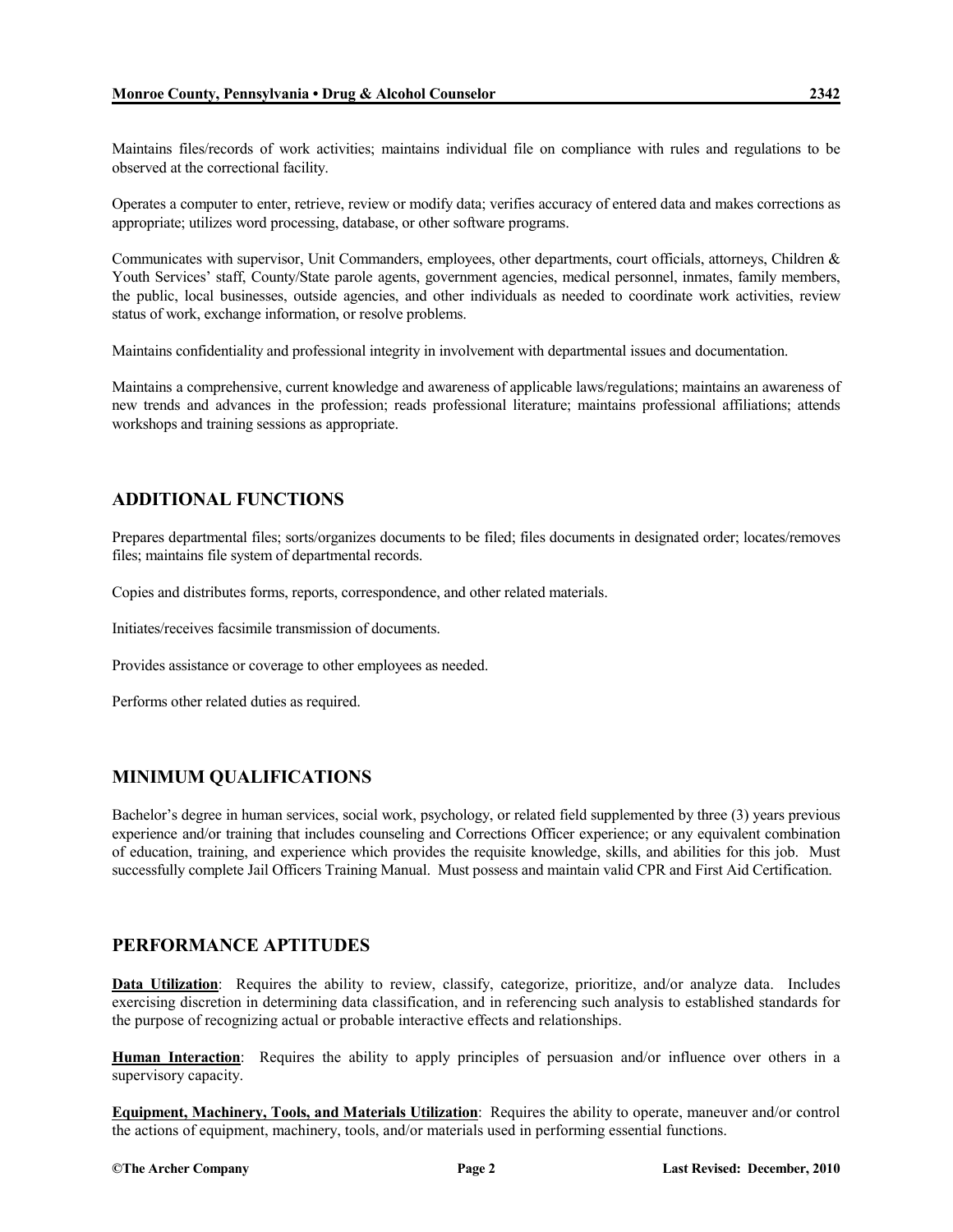Maintains files/records of work activities; maintains individual file on compliance with rules and regulations to be observed at the correctional facility.

Operates a computer to enter, retrieve, review or modify data; verifies accuracy of entered data and makes corrections as appropriate; utilizes word processing, database, or other software programs.

Communicates with supervisor, Unit Commanders, employees, other departments, court officials, attorneys, Children & Youth Services' staff, County/State parole agents, government agencies, medical personnel, inmates, family members, the public, local businesses, outside agencies, and other individuals as needed to coordinate work activities, review status of work, exchange information, or resolve problems.

Maintains confidentiality and professional integrity in involvement with departmental issues and documentation.

Maintains a comprehensive, current knowledge and awareness of applicable laws/regulations; maintains an awareness of new trends and advances in the profession; reads professional literature; maintains professional affiliations; attends workshops and training sessions as appropriate.

## ADDITIONAL FUNCTIONS

Prepares departmental files; sorts/organizes documents to be filed; files documents in designated order; locates/removes files; maintains file system of departmental records.

Copies and distributes forms, reports, correspondence, and other related materials.

Initiates/receives facsimile transmission of documents.

Provides assistance or coverage to other employees as needed.

Performs other related duties as required.

## MINIMUM QUALIFICATIONS

Bachelor's degree in human services, social work, psychology, or related field supplemented by three (3) years previous experience and/or training that includes counseling and Corrections Officer experience; or any equivalent combination of education, training, and experience which provides the requisite knowledge, skills, and abilities for this job. Must successfully complete Jail Officers Training Manual. Must possess and maintain valid CPR and First Aid Certification.

## PERFORMANCE APTITUDES

**Data Utilization**: Requires the ability to review, classify, categorize, prioritize, and/or analyze data. Includes exercising discretion in determining data classification, and in referencing such analysis to established standards for the purpose of recognizing actual or probable interactive effects and relationships.

**Human Interaction**: Requires the ability to apply principles of persuasion and/or influence over others in a supervisory capacity.

**Equipment, Machinery, Tools, and Materials Utilization**: Requires the ability to operate, maneuver and/or control the actions of equipment, machinery, tools, and/or materials used in performing essential functions.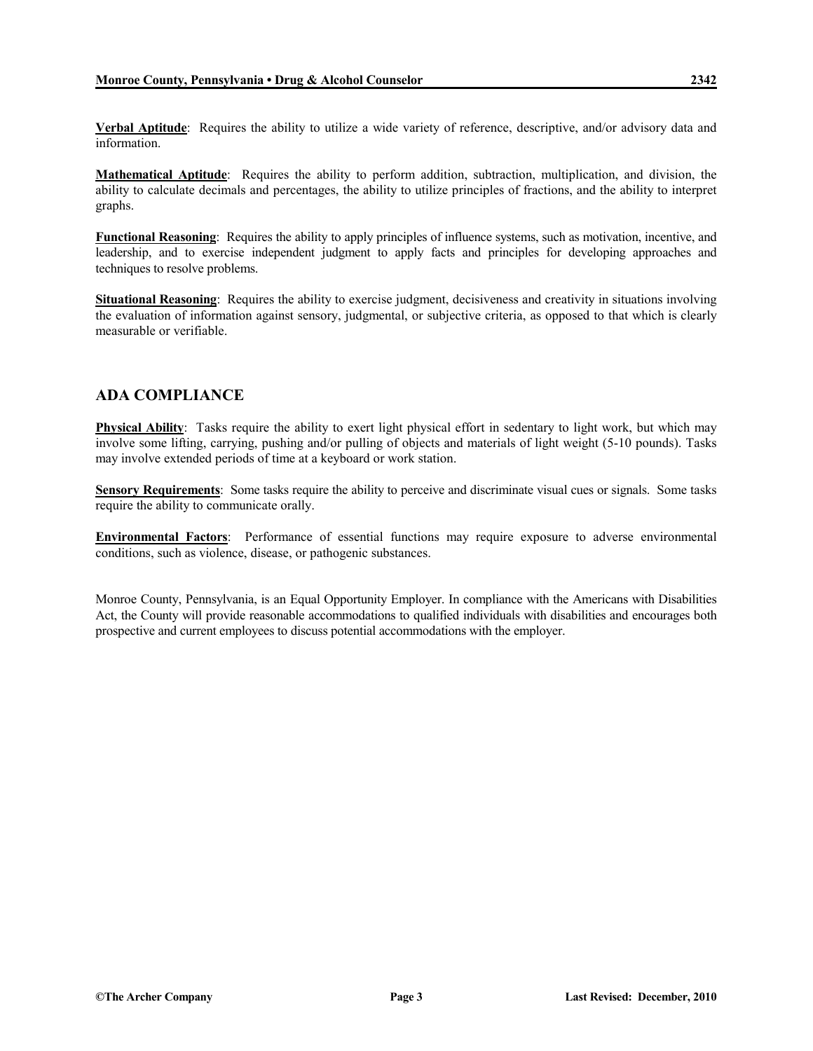**Verbal Aptitude**: Requires the ability to utilize a wide variety of reference, descriptive, and/or advisory data and information.

**Mathematical Aptitude**: Requires the ability to perform addition, subtraction, multiplication, and division, the ability to calculate decimals and percentages, the ability to utilize principles of fractions, and the ability to interpret graphs.

**Functional Reasoning**: Requires the ability to apply principles of influence systems, such as motivation, incentive, and leadership, and to exercise independent judgment to apply facts and principles for developing approaches and techniques to resolve problems.

**Situational Reasoning**: Requires the ability to exercise judgment, decisiveness and creativity in situations involving the evaluation of information against sensory, judgmental, or subjective criteria, as opposed to that which is clearly measurable or verifiable.

## ADA COMPLIANCE

**Physical Ability**: Tasks require the ability to exert light physical effort in sedentary to light work, but which may involve some lifting, carrying, pushing and/or pulling of objects and materials of light weight (5-10 pounds). Tasks may involve extended periods of time at a keyboard or work station.

**Sensory Requirements**: Some tasks require the ability to perceive and discriminate visual cues or signals. Some tasks require the ability to communicate orally.

**Environmental Factors**: Performance of essential functions may require exposure to adverse environmental conditions, such as violence, disease, or pathogenic substances.

Monroe County, Pennsylvania, is an Equal Opportunity Employer. In compliance with the Americans with Disabilities Act, the County will provide reasonable accommodations to qualified individuals with disabilities and encourages both prospective and current employees to discuss potential accommodations with the employer.